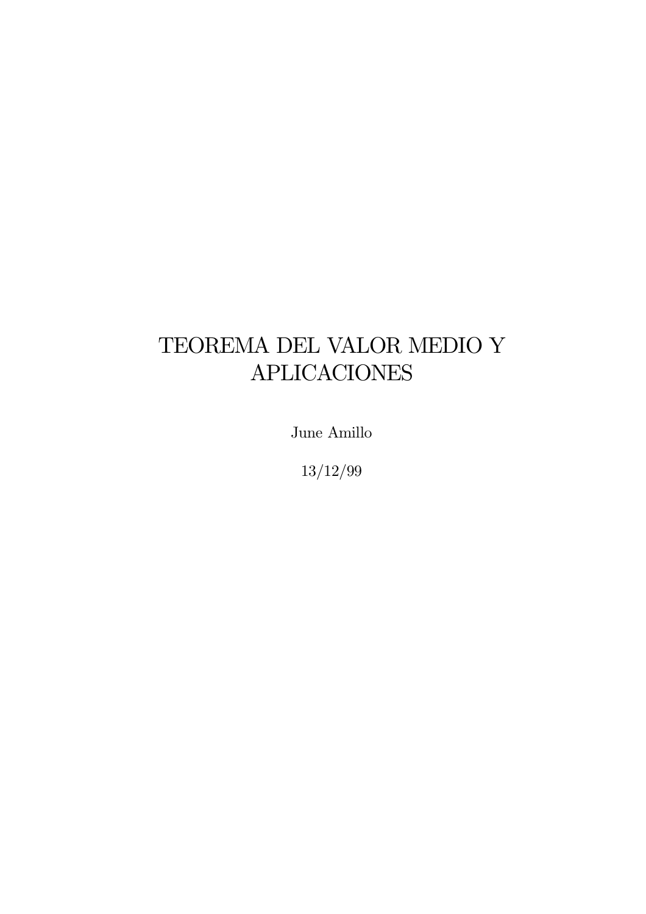# TEOREMA DEL VALOR MEDIO Y APLICACIONES

June Amillo

13/12/99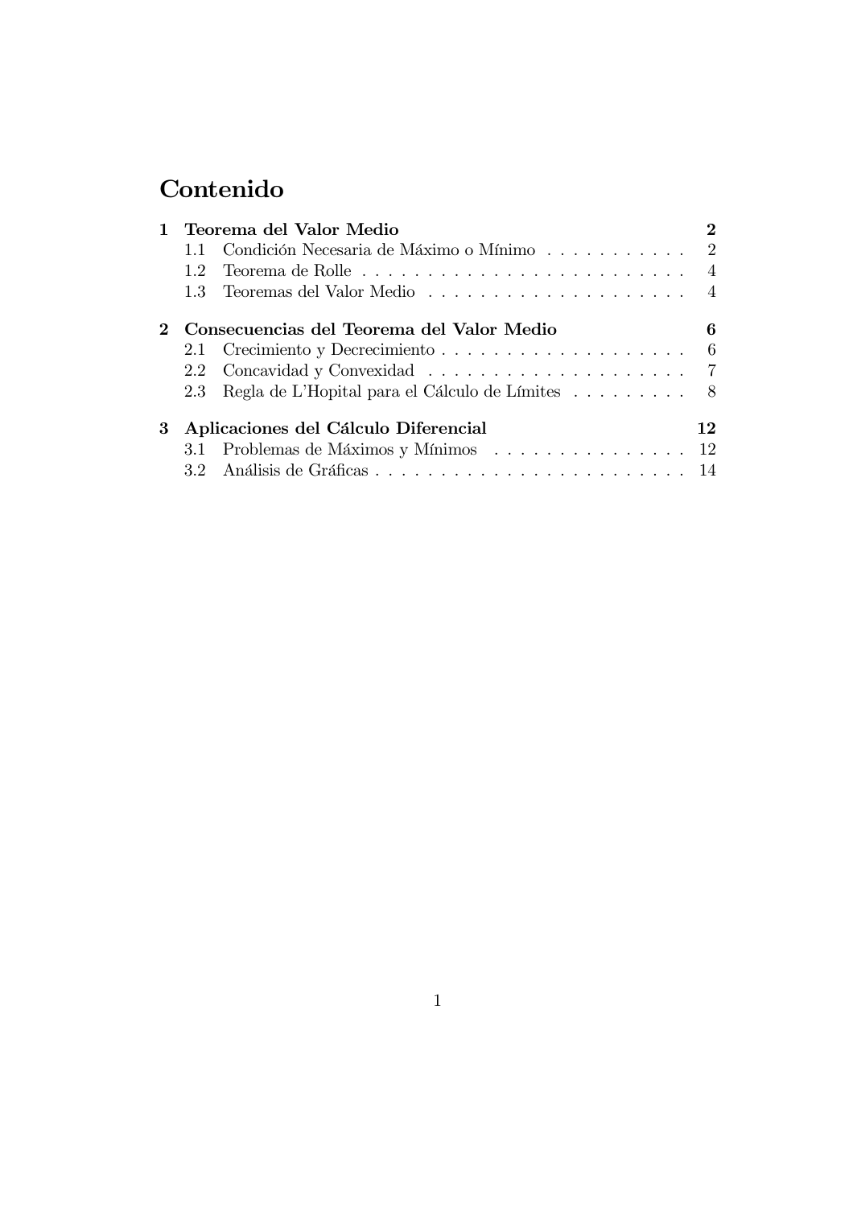# Contenido

**1 Teorema del Valor Medio** — **2**

- 1.1 Condición Necesaria de Máximo o Mínimo — 2
- 1.2 Teorema de Rolle — 4
- 1.3 Teoremas del Valor Medio — 4

**2 Consecuencias del Teorema del Valor Medio** — **6**

- 2.1 Crecimiento y Decrecimiento — 6
- 2.2 Concavidad y Convexidad — 7
- 2.3 Regla de L'Hopital para el Cálculo de Límites — 8

**3 Aplicaciones del Cálculo Diferencial** — **12**

- 3.1 Problemas de Máximos y Mínimos — 12
- 3.2 Análisis de Gráficas — 14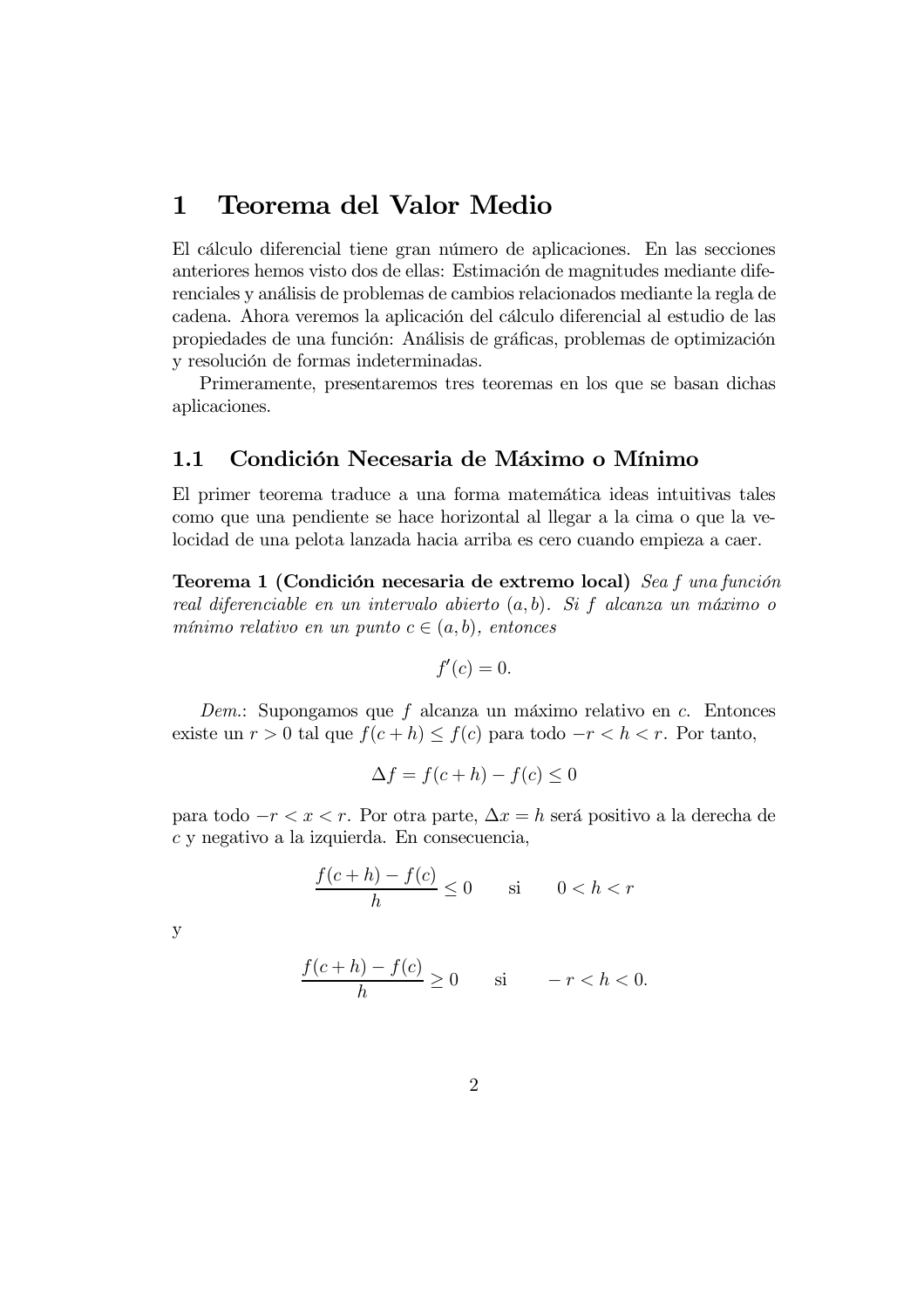# 1 Teorema del Valor Medio

El cálculo diferencial tiene gran número de aplicaciones. En las secciones anteriores hemos visto dos de ellas: Estimación de magnitudes mediante diferenciales y análisis de problemas de cambios relacionados mediante la regla de cadena. Ahora veremos la aplicación del cálculo diferencial al estudio de las propiedades de una función: Análisis de gráficas, problemas de optimización y resolución de formas indeterminadas.

Primeramente, presentaremos tres teoremas en los que se basan dichas aplicaciones.

## 1.1 Condición Necesaria de Máximo o Mínimo

El primer teorema traduce a una forma matemática ideas intuitivas tales como que una pendiente se hace horizontal al llegar a la cima o que la velocidad de una pelota lanzada hacia arriba es cero cuando empieza a caer.

**Teorema 1 (Condición necesaria de extremo local)** *Sea $f$ una función real diferenciable en un intervalo abierto $(a, b)$. Si $f$ alcanza un máximo o mínimo relativo en un punto $c \in (a, b)$, entonces*

$$f'(c) = 0.$$

*Dem.*: Supongamos que $f$ alcanza un máximo relativo en $c$. Entonces existe un $r > 0$ tal que $f(c + h) \leq f(c)$ para todo $-r < h < r$. Por tanto,

$$\Delta f = f(c + h) - f(c) \leq 0$$

para todo $-r < x < r$. Por otra parte, $\Delta x = h$ será positivo a la derecha de $c$ y negativo a la izquierda. En consecuencia,

$$\frac{f(c + h) - f(c)}{h} \leq 0 \qquad \text{si} \qquad 0 < h < r$$

y

$$\frac{f(c + h) - f(c)}{h} \geq 0 \qquad \text{si} \qquad -r < h < 0.$$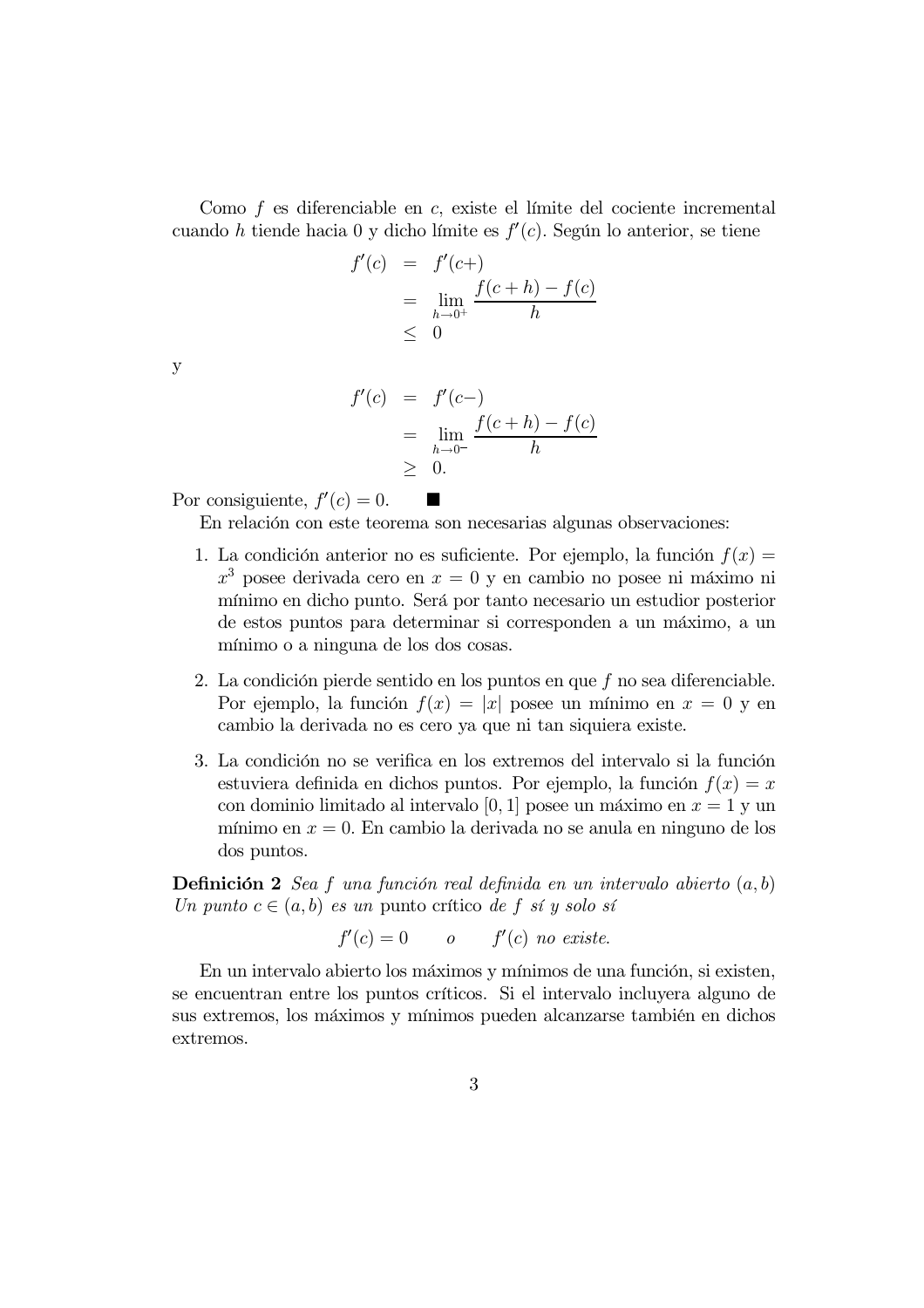Como $f$ es diferenciable en $c$, existe el límite del cociente incremental cuando $h$ tiende hacia 0 y dicho límite es $f'(c)$. Según lo anterior, se tiene

$$
\begin{aligned}
f'(c) &= f'(c+) \\
&= \lim_{h \to 0^+} \frac{f(c+h) - f(c)}{h} \\
&\leq 0
\end{aligned}
$$

y

$$
\begin{aligned}
f'(c) &= f'(c-) \\
&= \lim_{h \to 0^-} \frac{f(c+h) - f(c)}{h} \\
&\geq 0.
\end{aligned}
$$

Por consiguiente, $f'(c) = 0$. ■

En relación con este teorema son necesarias algunas observaciones:

1. La condición anterior no es suficiente. Por ejemplo, la función $f(x) = x^3$ posee derivada cero en $x = 0$ y en cambio no posee ni máximo ni mínimo en dicho punto. Será por tanto necesario un estudior posterior de estos puntos para determinar si corresponden a un máximo, a un mínimo o a ninguna de los dos cosas.

2. La condición pierde sentido en los puntos en que $f$ no sea diferenciable. Por ejemplo, la función $f(x) = |x|$ posee un mínimo en $x = 0$ y en cambio la derivada no es cero ya que ni tan siquiera existe.

3. La condición no se verifica en los extremos del intervalo si la función estuviera definida en dichos puntos. Por ejemplo, la función $f(x) = x$ con dominio limitado al intervalo $[0, 1]$ posee un máximo en $x = 1$ y un mínimo en $x = 0$. En cambio la derivada no se anula en ninguno de los dos puntos.

**Definición 2** *Sea $f$ una función real definida en un intervalo abierto $(a, b)$ Un punto $c \in (a, b)$ es un* punto crítico *de $f$ sí y solo sí*

$$f'(c) = 0 \qquad o \qquad f'(c) \text{ no existe.}$$

En un intervalo abierto los máximos y mínimos de una función, si existen, se encuentran entre los puntos críticos. Si el intervalo incluyera alguno de sus extremos, los máximos y mínimos pueden alcanzarse también en dichos extremos.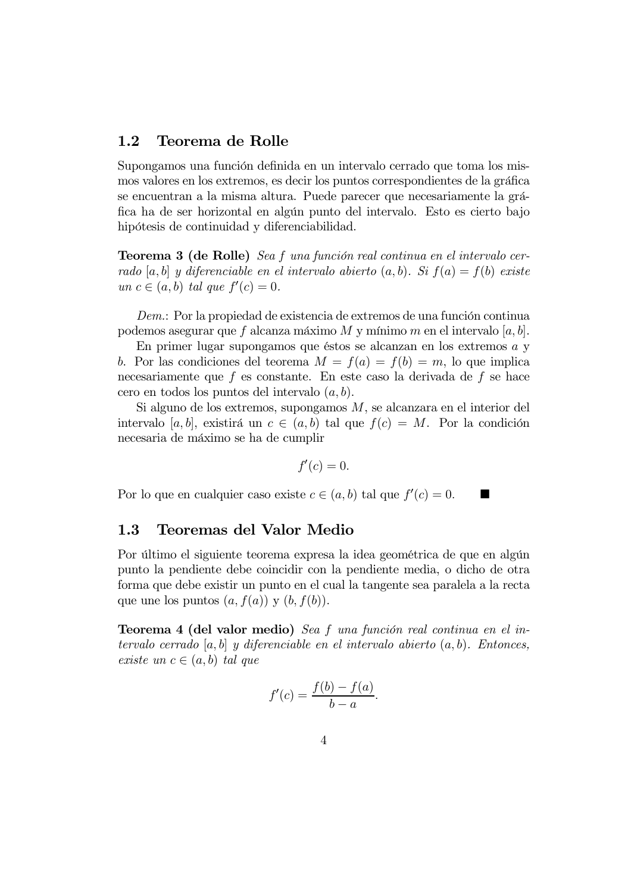## 1.2 Teorema de Rolle

Supongamos una función definida en un intervalo cerrado que toma los mismos valores en los extremos, es decir los puntos correspondientes de la gráfica se encuentran a la misma altura. Puede parecer que necesariamente la gráfica ha de ser horizontal en algún punto del intervalo. Esto es cierto bajo hipótesis de continuidad y diferenciabilidad.

**Teorema 3 (de Rolle)** *Sea $f$ una función real continua en el intervalo cerrado $[a, b]$ y diferenciable en el intervalo abierto $(a, b)$. Si $f(a) = f(b)$ existe un $c \in (a, b)$ tal que $f'(c) = 0$.*

*Dem.*: Por la propiedad de existencia de extremos de una función continua podemos asegurar que $f$ alcanza máximo $M$ y mínimo $m$ en el intervalo $[a, b]$.

En primer lugar supongamos que éstos se alcanzan en los extremos $a$ y $b$. Por las condiciones del teorema $M = f(a) = f(b) = m$, lo que implica necesariamente que $f$ es constante. En este caso la derivada de $f$ se hace cero en todos los puntos del intervalo $(a, b)$.

Si alguno de los extremos, supongamos $M$, se alcanzara en el interior del intervalo $[a, b]$, existirá un $c \in (a, b)$ tal que $f(c) = M$. Por la condición necesaria de máximo se ha de cumplir

$$f'(c) = 0.$$

Por lo que en cualquier caso existe $c \in (a, b)$ tal que $f'(c) = 0$. ■

## 1.3 Teoremas del Valor Medio

Por último el siguiente teorema expresa la idea geométrica de que en algún punto la pendiente debe coincidir con la pendiente media, o dicho de otra forma que debe existir un punto en el cual la tangente sea paralela a la recta que une los puntos $(a, f(a))$ y $(b, f(b))$.

**Teorema 4 (del valor medio)** *Sea $f$ una función real continua en el intervalo cerrado $[a, b]$ y diferenciable en el intervalo abierto $(a, b)$. Entonces, existe un $c \in (a, b)$ tal que*

$$f'(c) = \frac{f(b) - f(a)}{b - a}.$$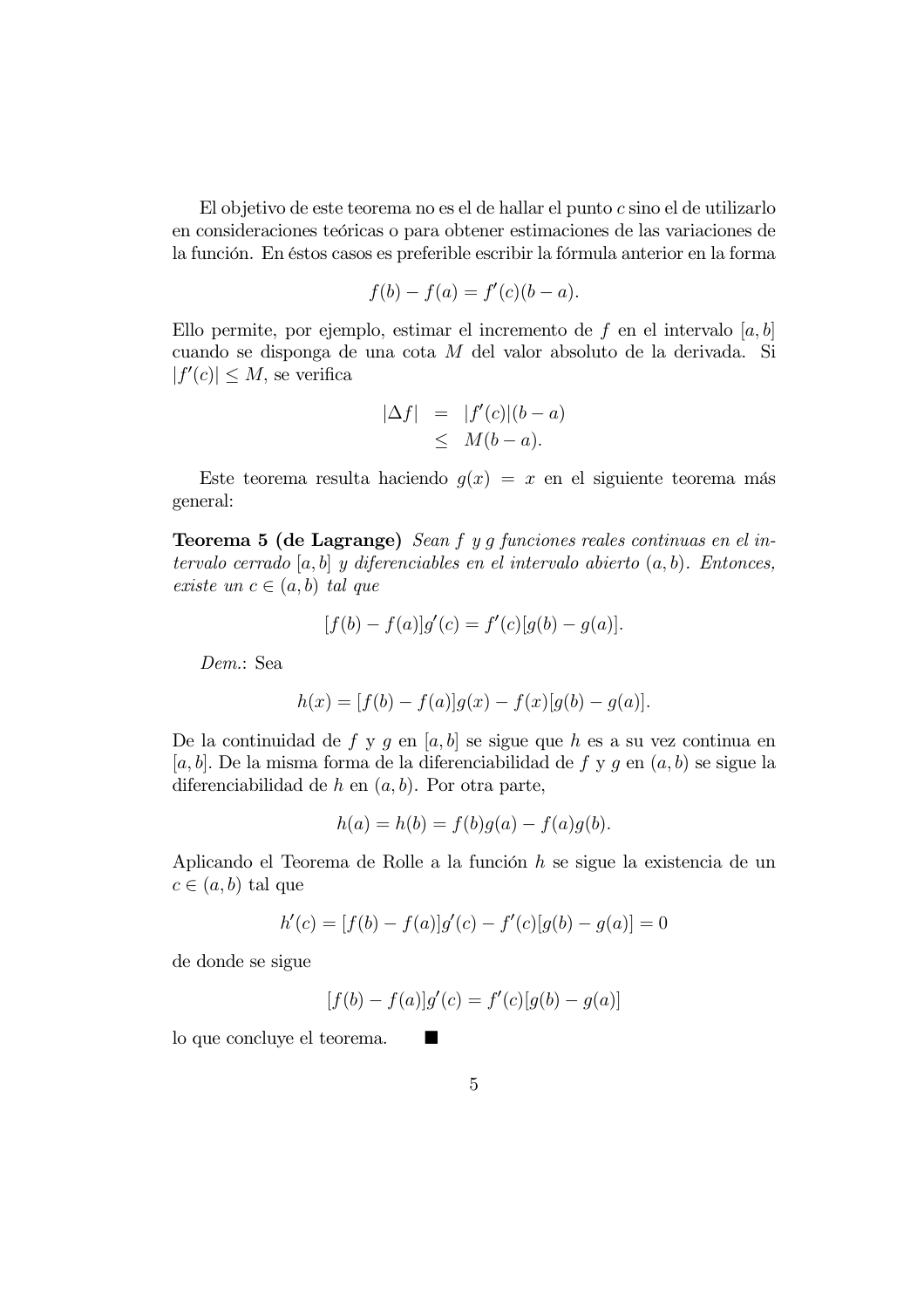El objetivo de este teorema no es el de hallar el punto $c$ sino el de utilizarlo en consideraciones teóricas o para obtener estimaciones de las variaciones de la función. En éstos casos es preferible escribir la fórmula anterior en la forma

$$f(b) - f(a) = f'(c)(b - a).$$

Ello permite, por ejemplo, estimar el incremento de $f$ en el intervalo $[a, b]$ cuando se disponga de una cota $M$ del valor absoluto de la derivada. Si $|f'(c)| \leq M$, se verifica

$$\begin{aligned} |\Delta f| &= |f'(c)|(b - a) \\ &\leq M(b - a). \end{aligned}$$

Este teorema resulta haciendo $g(x) = x$ en el siguiente teorema más general:

**Teorema 5 (de Lagrange)** *Sean $f$ y $g$ funciones reales continuas en el intervalo cerrado $[a, b]$ y diferenciables en el intervalo abierto $(a, b)$. Entonces, existe un $c \in (a, b)$ tal que*

$$[f(b) - f(a)]g'(c) = f'(c)[g(b) - g(a)].$$

*Dem.*: Sea

$$h(x) = [f(b) - f(a)]g(x) - f(x)[g(b) - g(a)].$$

De la continuidad de $f$ y $g$ en $[a, b]$ se sigue que $h$ es a su vez continua en $[a, b]$. De la misma forma de la diferenciabilidad de $f$ y $g$ en $(a, b)$ se sigue la diferenciabilidad de $h$ en $(a, b)$. Por otra parte,

$$h(a) = h(b) = f(b)g(a) - f(a)g(b).$$

Aplicando el Teorema de Rolle a la función $h$ se sigue la existencia de un $c \in (a, b)$ tal que

$$h'(c) = [f(b) - f(a)]g'(c) - f'(c)[g(b) - g(a)] = 0$$

de donde se sigue

$$[f(b) - f(a)]g'(c) = f'(c)[g(b) - g(a)]$$

lo que concluye el teorema. ■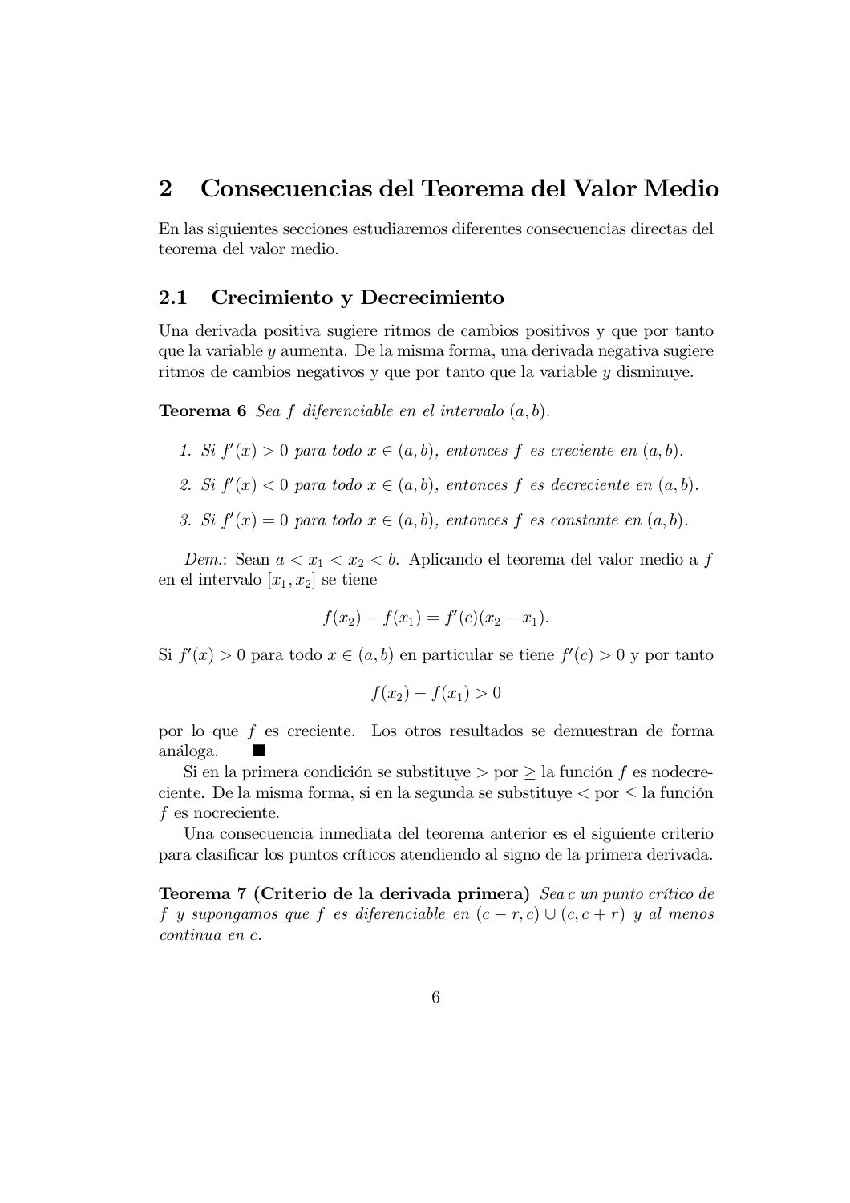# 2 Consecuencias del Teorema del Valor Medio

En las siguientes secciones estudiaremos diferentes consecuencias directas del teorema del valor medio.

## 2.1 Crecimiento y Decrecimiento

Una derivada positiva sugiere ritmos de cambios positivos y que por tanto que la variable $y$ aumenta. De la misma forma, una derivada negativa sugiere ritmos de cambios negativos y que por tanto que la variable $y$ disminuye.

**Teorema 6** *Sea $f$ diferenciable en el intervalo $(a, b)$.*

1. *Si $f'(x) > 0$ para todo $x \in (a, b)$, entonces $f$ es creciente en $(a, b)$.*
2. *Si $f'(x) < 0$ para todo $x \in (a, b)$, entonces $f$ es decreciente en $(a, b)$.*
3. *Si $f'(x) = 0$ para todo $x \in (a, b)$, entonces $f$ es constante en $(a, b)$.*

*Dem.*: Sean $a < x_1 < x_2 < b$. Aplicando el teorema del valor medio a $f$ en el intervalo $[x_1, x_2]$ se tiene

$$f(x_2) - f(x_1) = f'(c)(x_2 - x_1).$$

Si $f'(x) > 0$ para todo $x \in (a, b)$ en particular se tiene $f'(c) > 0$ y por tanto

$$f(x_2) - f(x_1) > 0$$

por lo que $f$ es creciente. Los otros resultados se demuestran de forma análoga. ■

Si en la primera condición se substituye $>$ por $\geq$ la función $f$ es nodecreciente. De la misma forma, si en la segunda se substituye $<$ por $\leq$ la función $f$ es nocreciente.

Una consecuencia inmediata del teorema anterior es el siguiente criterio para clasificar los puntos críticos atendiendo al signo de la primera derivada.

**Teorema 7 (Criterio de la derivada primera)** *Sea $c$ un punto crítico de $f$ y supongamos que $f$ es diferenciable en $(c - r, c) \cup (c, c + r)$ y al menos continua en $c$.*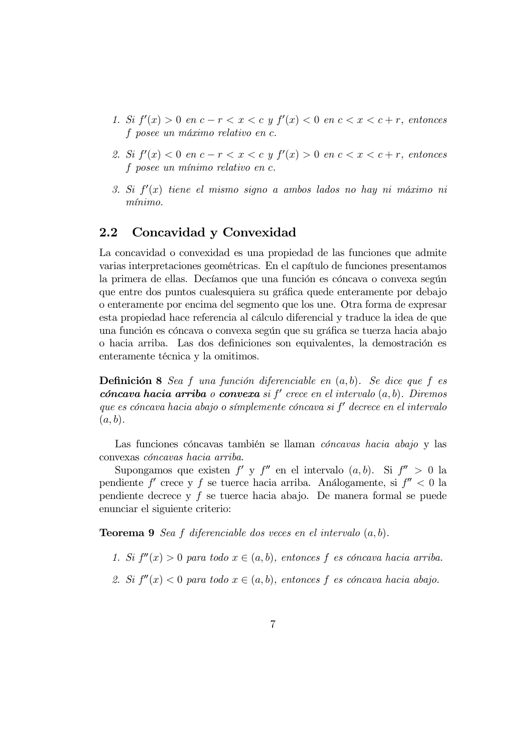1. *Si $f'(x) > 0$ en $c - r < x < c$ y $f'(x) < 0$ en $c < x < c + r$, entonces $f$ posee un máximo relativo en $c$.*
2. *Si $f'(x) < 0$ en $c - r < x < c$ y $f'(x) > 0$ en $c < x < c + r$, entonces $f$ posee un mínimo relativo en $c$.*
3. *Si $f'(x)$ tiene el mismo signo a ambos lados no hay ni máximo ni mínimo.*

## 2.2 Concavidad y Convexidad

La concavidad o convexidad es una propiedad de las funciones que admite varias interpretaciones geométricas. En el capítulo de funciones presentamos la primera de ellas. Decíamos que una función es cóncava o convexa según que entre dos puntos cualesquiera su gráfica quede enteramente por debajo o enteramente por encima del segmento que los une. Otra forma de expresar esta propiedad hace referencia al cálculo diferencial y traduce la idea de que una función es cóncava o convexa según que su gráfica se tuerza hacia abajo o hacia arriba. Las dos definiciones son equivalentes, la demostración es enteramente técnica y la omitimos.

**Definición 8** *Sea $f$ una función diferenciable en $(a, b)$. Se dice que $f$ es* ***cóncava hacia arriba*** *o* ***convexa*** *si $f'$ crece en el intervalo $(a, b)$. Diremos que es cóncava hacia abajo o símplemente cóncava si $f'$ decrece en el intervalo $(a, b)$.*

Las funciones cóncavas también se llaman *cóncavas hacia abajo* y las convexas *cóncavas hacia arriba*.

Supongamos que existen $f'$ y $f''$ en el intervalo $(a, b)$. Si $f'' > 0$ la pendiente $f'$ crece y $f$ se tuerce hacia arriba. Análogamente, si $f'' < 0$ la pendiente decrece y $f$ se tuerce hacia abajo. De manera formal se puede enunciar el siguiente criterio:

**Teorema 9** *Sea $f$ diferenciable dos veces en el intervalo $(a, b)$.*

1. *Si $f''(x) > 0$ para todo $x \in (a, b)$, entonces $f$ es cóncava hacia arriba.*
2. *Si $f''(x) < 0$ para todo $x \in (a, b)$, entonces $f$ es cóncava hacia abajo.*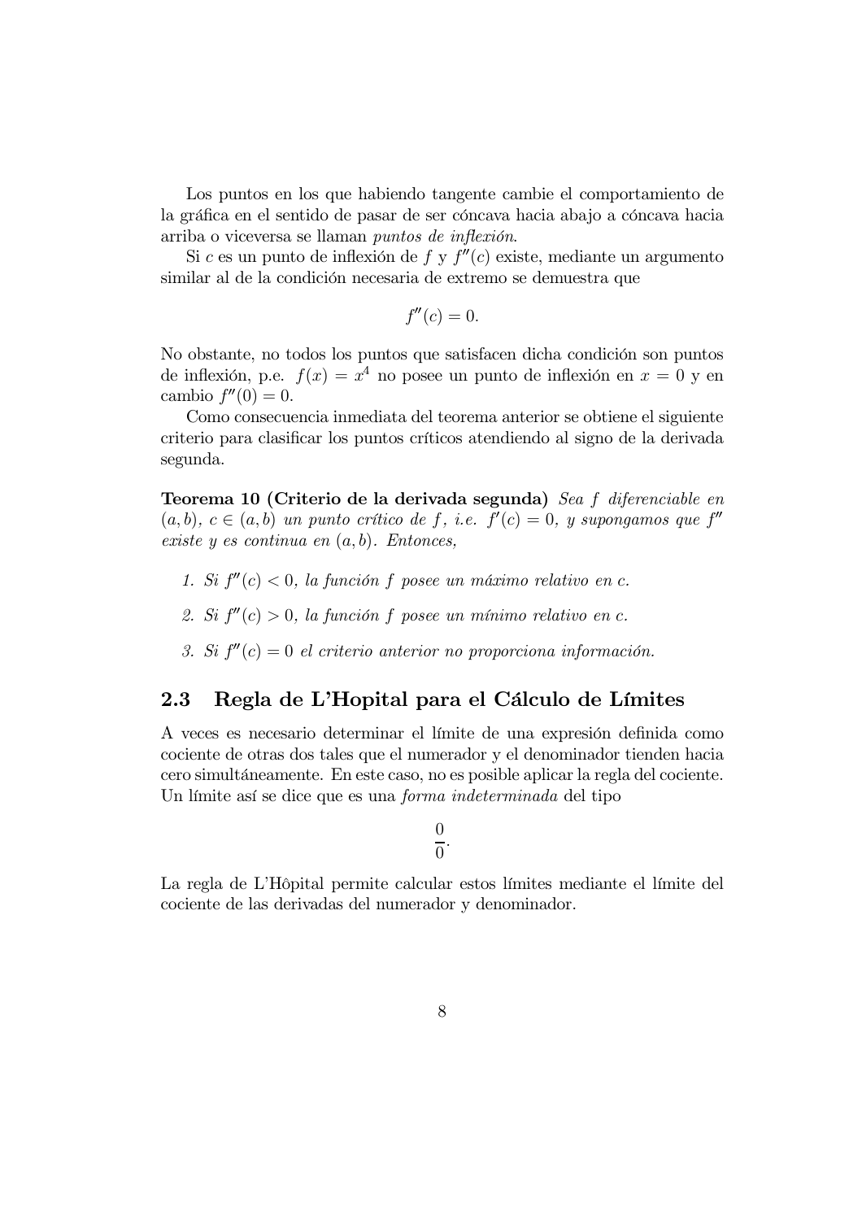Los puntos en los que habiendo tangente cambie el comportamiento de la gráfica en el sentido de pasar de ser cóncava hacia abajo a cóncava hacia arriba o viceversa se llaman *puntos de inflexión*.

Si $c$ es un punto de inflexión de $f$ y $f''(c)$ existe, mediante un argumento similar al de la condición necesaria de extremo se demuestra que

$$f''(c) = 0.$$

No obstante, no todos los puntos que satisfacen dicha condición son puntos de inflexión, p.e. $f(x) = x^4$ no posee un punto de inflexión en $x = 0$ y en cambio $f''(0) = 0$.

Como consecuencia inmediata del teorema anterior se obtiene el siguiente criterio para clasificar los puntos críticos atendiendo al signo de la derivada segunda.

**Teorema 10 (Criterio de la derivada segunda)** *Sea $f$ diferenciable en $(a, b)$, $c \in (a, b)$ un punto crítico de $f$, i.e. $f'(c) = 0$, y supongamos que $f''$ existe y es continua en $(a, b)$. Entonces,*

1. *Si $f''(c) < 0$, la función $f$ posee un máximo relativo en $c$.*
2. *Si $f''(c) > 0$, la función $f$ posee un mínimo relativo en $c$.*
3. *Si $f''(c) = 0$ el criterio anterior no proporciona información.*

## 2.3 Regla de L'Hopital para el Cálculo de Límites

A veces es necesario determinar el límite de una expresión definida como cociente de otras dos tales que el numerador y el denominador tienden hacia cero simultáneamente. En este caso, no es posible aplicar la regla del cociente. Un límite así se dice que es una *forma indeterminada* del tipo

$$\frac{0}{0}.$$

La regla de L'Hôpital permite calcular estos límites mediante el límite del cociente de las derivadas del numerador y denominador.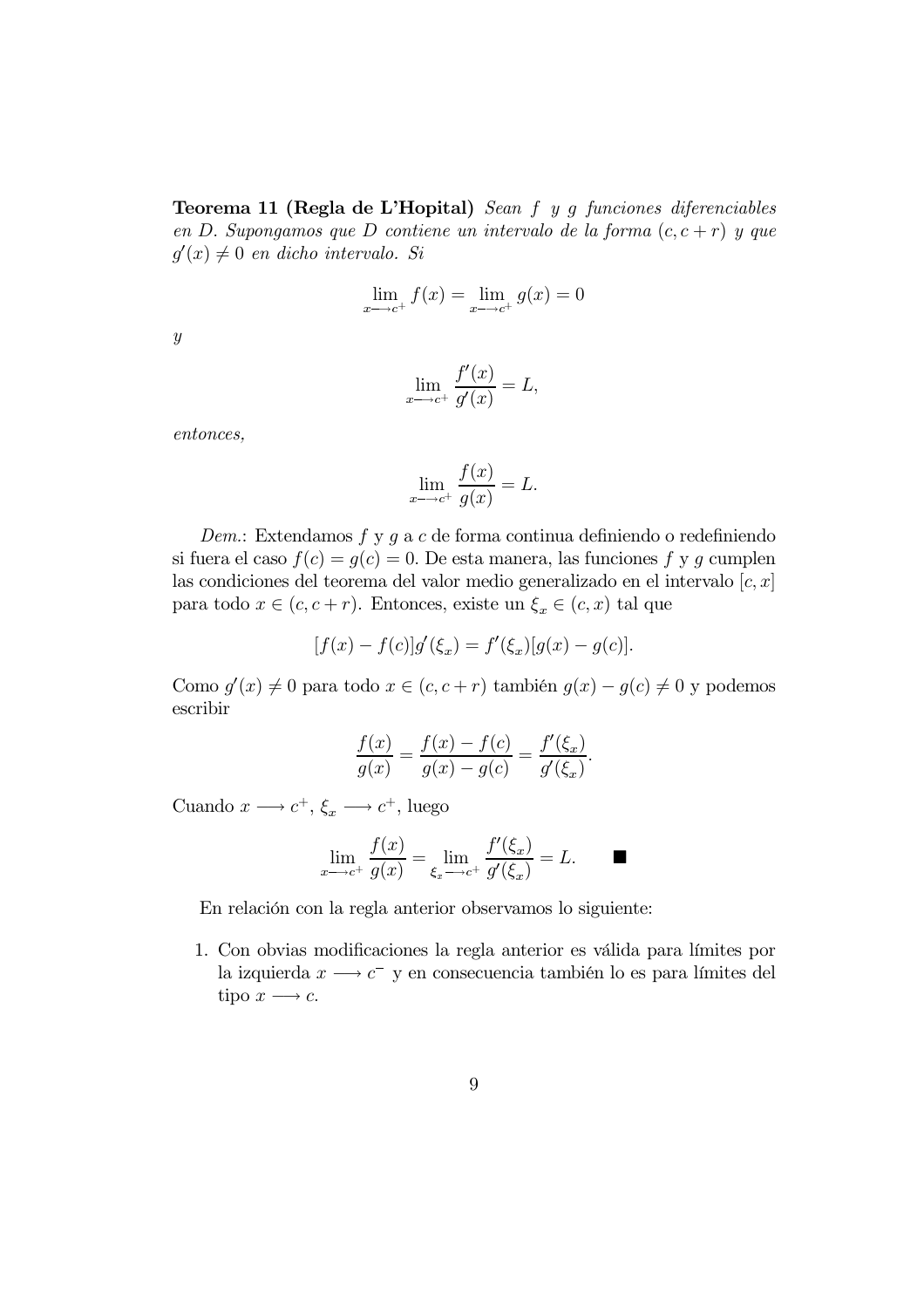**Teorema 11 (Regla de L'Hopital)** *Sean $f$ y $g$ funciones diferenciables en $D$. Supongamos que $D$ contiene un intervalo de la forma $(c, c+r)$ y que $g'(x) \neq 0$ en dicho intervalo. Si*

$$\lim_{x \longrightarrow c^+} f(x) = \lim_{x \longrightarrow c^+} g(x) = 0$$

*y*

$$\lim_{x \longrightarrow c^+} \frac{f'(x)}{g'(x)} = L,$$

*entonces,*

$$\lim_{x \longrightarrow c^+} \frac{f(x)}{g(x)} = L.$$

*Dem.*: Extendamos $f$ y $g$ a $c$ de forma continua definiendo o redefiniendo si fuera el caso $f(c) = g(c) = 0$. De esta manera, las funciones $f$ y $g$ cumplen las condiciones del teorema del valor medio generalizado en el intervalo $[c, x]$ para todo $x \in (c, c+r)$. Entonces, existe un $\xi_x \in (c, x)$ tal que

$$[f(x) - f(c)]g'(\xi_x) = f'(\xi_x)[g(x) - g(c)].$$

Como $g'(x) \neq 0$ para todo $x \in (c, c+r)$ también $g(x) - g(c) \neq 0$ y podemos escribir

$$\frac{f(x)}{g(x)} = \frac{f(x) - f(c)}{g(x) - g(c)} = \frac{f'(\xi_x)}{g'(\xi_x)}.$$

Cuando $x \longrightarrow c^+$, $\xi_x \longrightarrow c^+$, luego

$$\lim_{x \longrightarrow c^+} \frac{f(x)}{g(x)} = \lim_{\xi_x \longrightarrow c^+} \frac{f'(\xi_x)}{g'(\xi_x)} = L. \qquad \blacksquare$$

En relación con la regla anterior observamos lo siguiente:

1. Con obvias modificaciones la regla anterior es válida para límites por la izquierda $x \longrightarrow c^-$ y en consecuencia también lo es para límites del tipo $x \longrightarrow c$.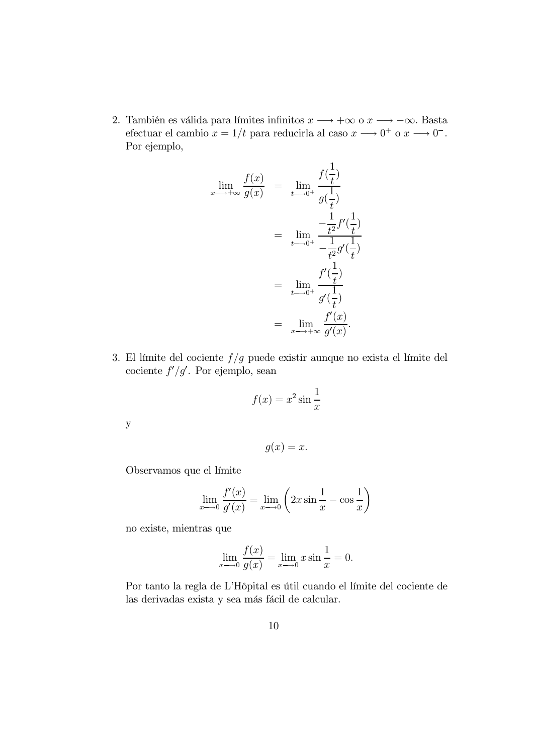2. También es válida para límites infinitos $x \longrightarrow +\infty$ o $x \longrightarrow -\infty$. Basta efectuar el cambio $x = 1/t$ para reducirla al caso $x \longrightarrow 0^+$ o $x \longrightarrow 0^-$. Por ejemplo,

$$\begin{aligned}
\lim_{x \longrightarrow +\infty} \frac{f(x)}{g(x)} &= \lim_{t \longrightarrow 0^+} \frac{f(\frac{1}{t})}{g(\frac{1}{t})} \\
&= \lim_{t \longrightarrow 0^+} \frac{-\frac{1}{t^2} f'(\frac{1}{t})}{-\frac{1}{t^2} g'(\frac{1}{t})} \\
&= \lim_{t \longrightarrow 0^+} \frac{f'(\frac{1}{t})}{g'(\frac{1}{t})} \\
&= \lim_{x \longrightarrow +\infty} \frac{f'(x)}{g'(x)}.
\end{aligned}$$

3. El límite del cociente $f/g$ puede existir aunque no exista el límite del cociente $f'/g'$. Por ejemplo, sean

$$f(x) = x^2 \sin \frac{1}{x}$$

y

$$g(x) = x.$$

Observamos que el límite

$$\lim_{x \longrightarrow 0} \frac{f'(x)}{g'(x)} = \lim_{x \longrightarrow 0} \left( 2x \sin \frac{1}{x} - \cos \frac{1}{x} \right)$$

no existe, mientras que

$$\lim_{x \longrightarrow 0} \frac{f(x)}{g(x)} = \lim_{x \longrightarrow 0} x \sin \frac{1}{x} = 0.$$

Por tanto la regla de L'Hôpital es útil cuando el límite del cociente de las derivadas exista y sea más fácil de calcular.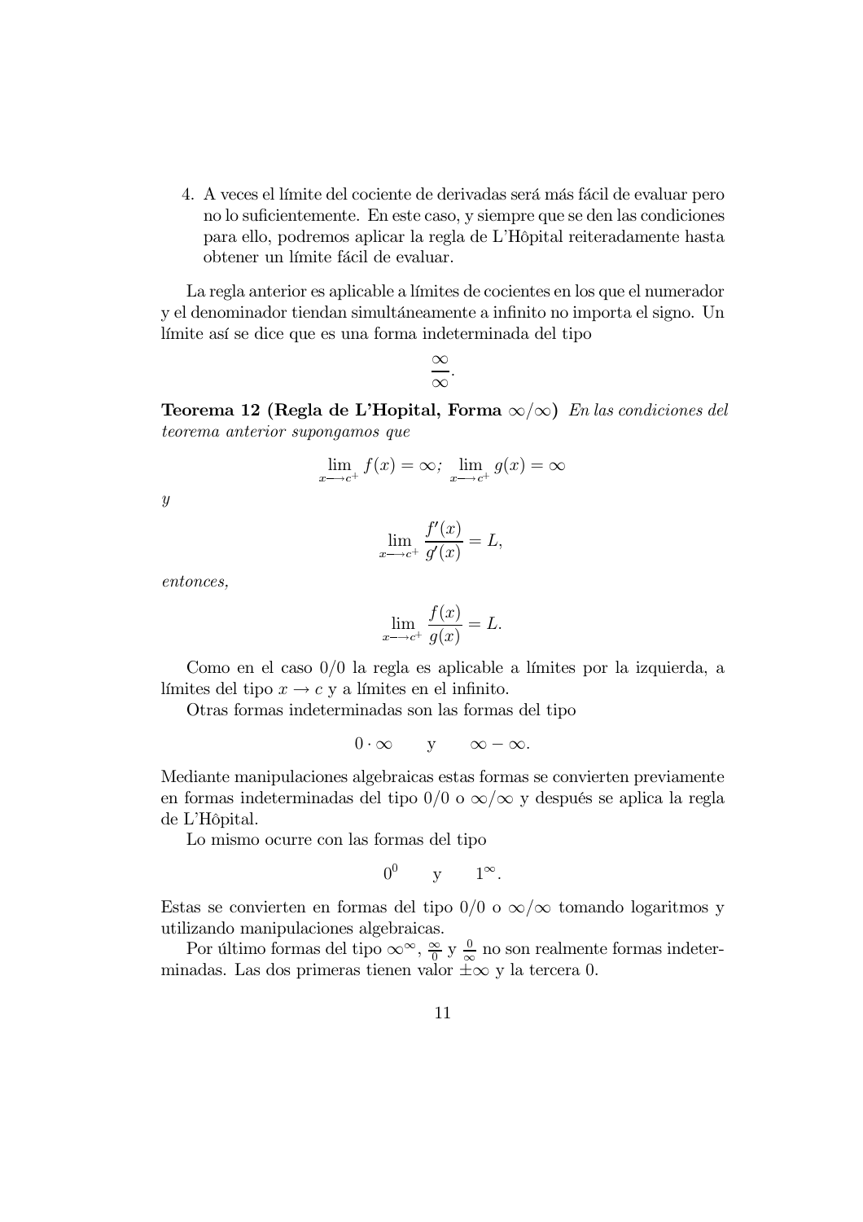4. A veces el límite del cociente de derivadas será más fácil de evaluar pero no lo suficientemente. En este caso, y siempre que se den las condiciones para ello, podremos aplicar la regla de L'Hôpital reiteradamente hasta obtener un límite fácil de evaluar.

La regla anterior es aplicable a límites de cocientes en los que el numerador y el denominador tiendan simultáneamente a infinito no importa el signo. Un límite así se dice que es una forma indeterminada del tipo

$$\frac{\infty}{\infty}.$$

**Teorema 12 (Regla de L'Hopital, Forma $\infty/\infty$)** *En las condiciones del teorema anterior supongamos que*

$$\lim_{x \longrightarrow c^+} f(x) = \infty; \ \lim_{x \longrightarrow c^+} g(x) = \infty$$

*y*

$$\lim_{x \longrightarrow c^+} \frac{f'(x)}{g'(x)} = L,$$

*entonces,*

$$\lim_{x \longrightarrow c^+} \frac{f(x)}{g(x)} = L.$$

Como en el caso $0/0$ la regla es aplicable a límites por la izquierda, a límites del tipo $x \to c$ y a límites en el infinito.

Otras formas indeterminadas son las formas del tipo

$$0 \cdot \infty \qquad \text{y} \qquad \infty - \infty.$$

Mediante manipulaciones algebraicas estas formas se convierten previamente en formas indeterminadas del tipo $0/0$ o $\infty/\infty$ y después se aplica la regla de L'Hôpital.

Lo mismo ocurre con las formas del tipo

$$0^0 \qquad \text{y} \qquad 1^\infty.$$

Estas se convierten en formas del tipo $0/0$ o $\infty/\infty$ tomando logaritmos y utilizando manipulaciones algebraicas.

Por último formas del tipo $\infty^\infty$, $\frac{\infty}{0}$ y $\frac{0}{\infty}$ no son realmente formas indeterminadas. Las dos primeras tienen valor $\pm\infty$ y la tercera 0.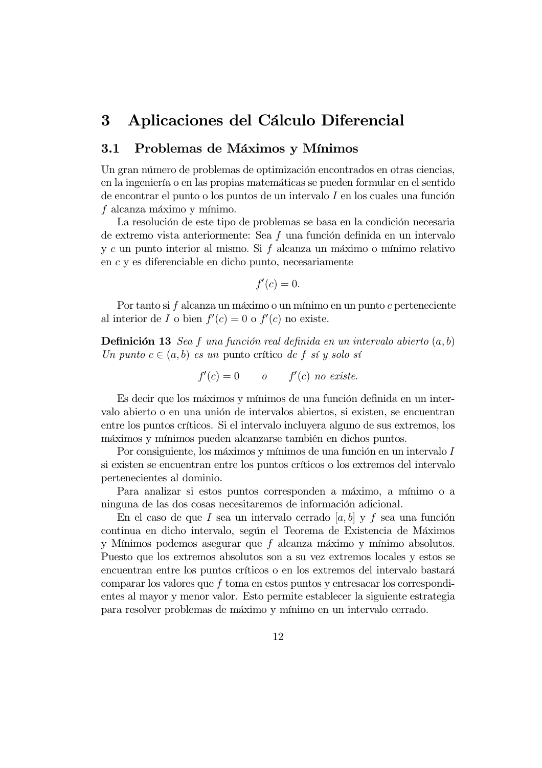# 3 Aplicaciones del Cálculo Diferencial

## 3.1 Problemas de Máximos y Mínimos

Un gran número de problemas de optimización encontrados en otras ciencias, en la ingeniería o en las propias matemáticas se pueden formular en el sentido de encontrar el punto o los puntos de un intervalo $I$ en los cuales una función $f$ alcanza máximo y mínimo.

La resolución de este tipo de problemas se basa en la condición necesaria de extremo vista anteriormente: Sea $f$ una función definida en un intervalo y $c$ un punto interior al mismo. Si $f$ alcanza un máximo o mínimo relativo en $c$ y es diferenciable en dicho punto, necesariamente

$$f'(c) = 0.$$

Por tanto si $f$ alcanza un máximo o un mínimo en un punto $c$ perteneciente al interior de $I$ o bien $f'(c) = 0$ o $f'(c)$ no existe.

**Definición 13** *Sea $f$ una función real definida en un intervalo abierto $(a, b)$ Un punto $c \in (a, b)$ es un* punto crítico *de $f$ sí y solo sí*

$$f'(c) = 0 \qquad o \qquad f'(c) \text{ no existe.}$$

Es decir que los máximos y mínimos de una función definida en un intervalo abierto o en una unión de intervalos abiertos, si existen, se encuentran entre los puntos críticos. Si el intervalo incluyera alguno de sus extremos, los máximos y mínimos pueden alcanzarse también en dichos puntos.

Por consiguiente, los máximos y mínimos de una función en un intervalo $I$ si existen se encuentran entre los puntos críticos o los extremos del intervalo pertenecientes al dominio.

Para analizar si estos puntos corresponden a máximo, a mínimo o a ninguna de las dos cosas necesitaremos de información adicional.

En el caso de que $I$ sea un intervalo cerrado $[a, b]$ y $f$ sea una función continua en dicho intervalo, según el Teorema de Existencia de Máximos y Mínimos podemos asegurar que $f$ alcanza máximo y mínimo absolutos. Puesto que los extremos absolutos son a su vez extremos locales y estos se encuentran entre los puntos críticos o en los extremos del intervalo bastará comparar los valores que $f$ toma en estos puntos y entresacar los correspondientes al mayor y menor valor. Esto permite establecer la siguiente estrategia para resolver problemas de máximo y mínimo en un intervalo cerrado.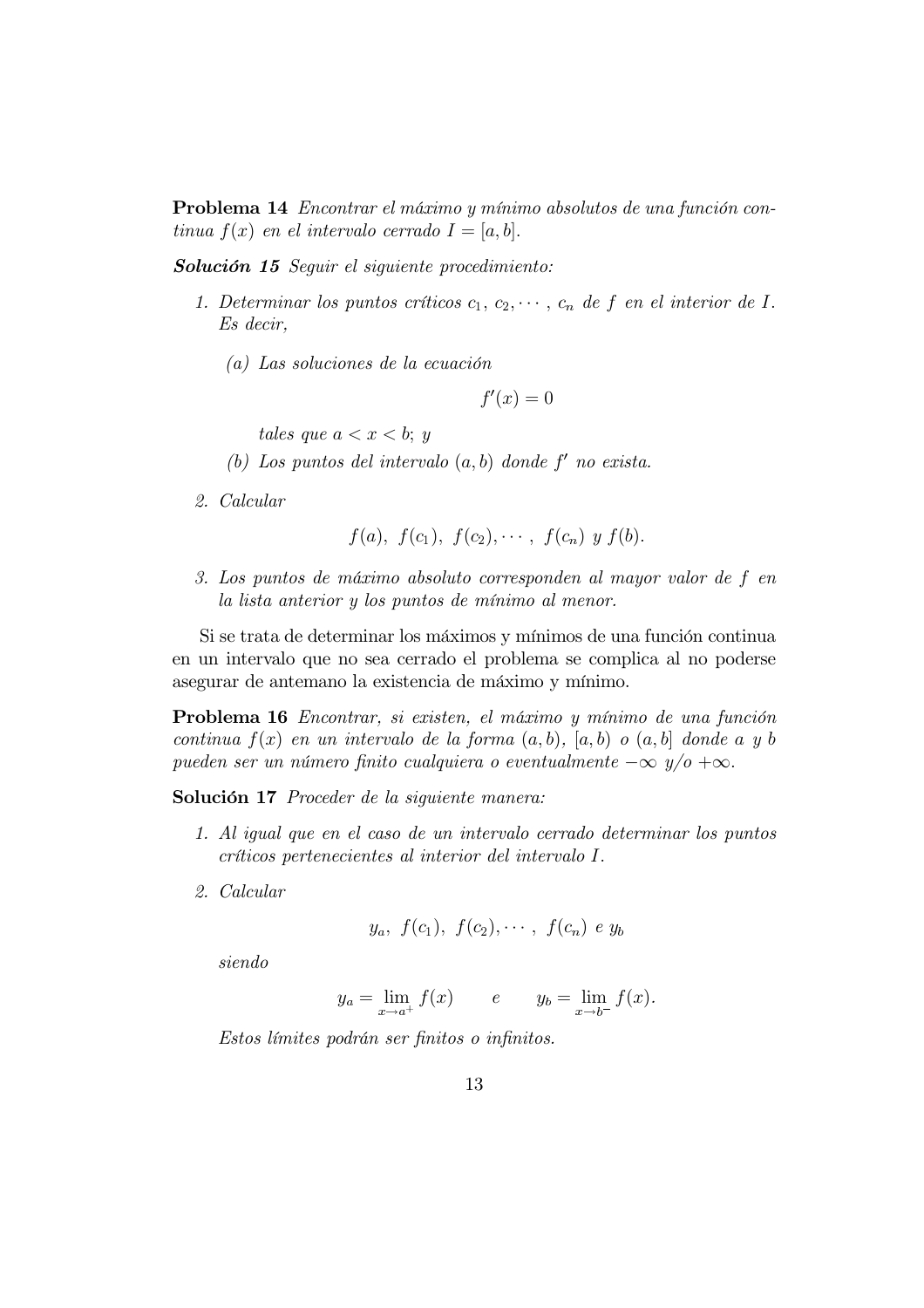**Problema 14** *Encontrar el máximo y mínimo absolutos de una función continua $f(x)$ en el intervalo cerrado $I = [a, b]$.*

***Solución 15*** *Seguir el siguiente procedimiento:*

1. *Determinar los puntos críticos $c_1, c_2, \cdots, c_n$ de $f$ en el interior de $I$. Es decir,*

   (a) *Las soluciones de la ecuación*

   $$f'(x) = 0$$

   *tales que $a < x < b$; y*

   (b) *Los puntos del intervalo $(a, b)$ donde $f'$ no exista.*

2. *Calcular*

   $$f(a),\ f(c_1),\ f(c_2), \cdots,\ f(c_n)\ \text{y}\ f(b).$$

3. *Los puntos de máximo absoluto corresponden al mayor valor de $f$ en la lista anterior y los puntos de mínimo al menor.*

Si se trata de determinar los máximos y mínimos de una función continua en un intervalo que no sea cerrado el problema se complica al no poderse asegurar de antemano la existencia de máximo y mínimo.

**Problema 16** *Encontrar, si existen, el máximo y mínimo de una función continua $f(x)$ en un intervalo de la forma $(a, b)$, $[a, b)$ o $(a, b]$ donde $a$ y $b$ pueden ser un número finito cualquiera o eventualmente $-\infty$ y/o $+\infty$.*

**Solución 17** *Proceder de la siguiente manera:*

1. *Al igual que en el caso de un intervalo cerrado determinar los puntos críticos pertenecientes al interior del intervalo $I$.*

2. *Calcular*

   $$y_a,\ f(c_1),\ f(c_2), \cdots,\ f(c_n)\ \text{e}\ y_b$$

   *siendo*

   $$y_a = \lim_{x \to a^+} f(x) \qquad \text{e} \qquad y_b = \lim_{x \to b^-} f(x).$$

   *Estos límites podrán ser finitos o infinitos.*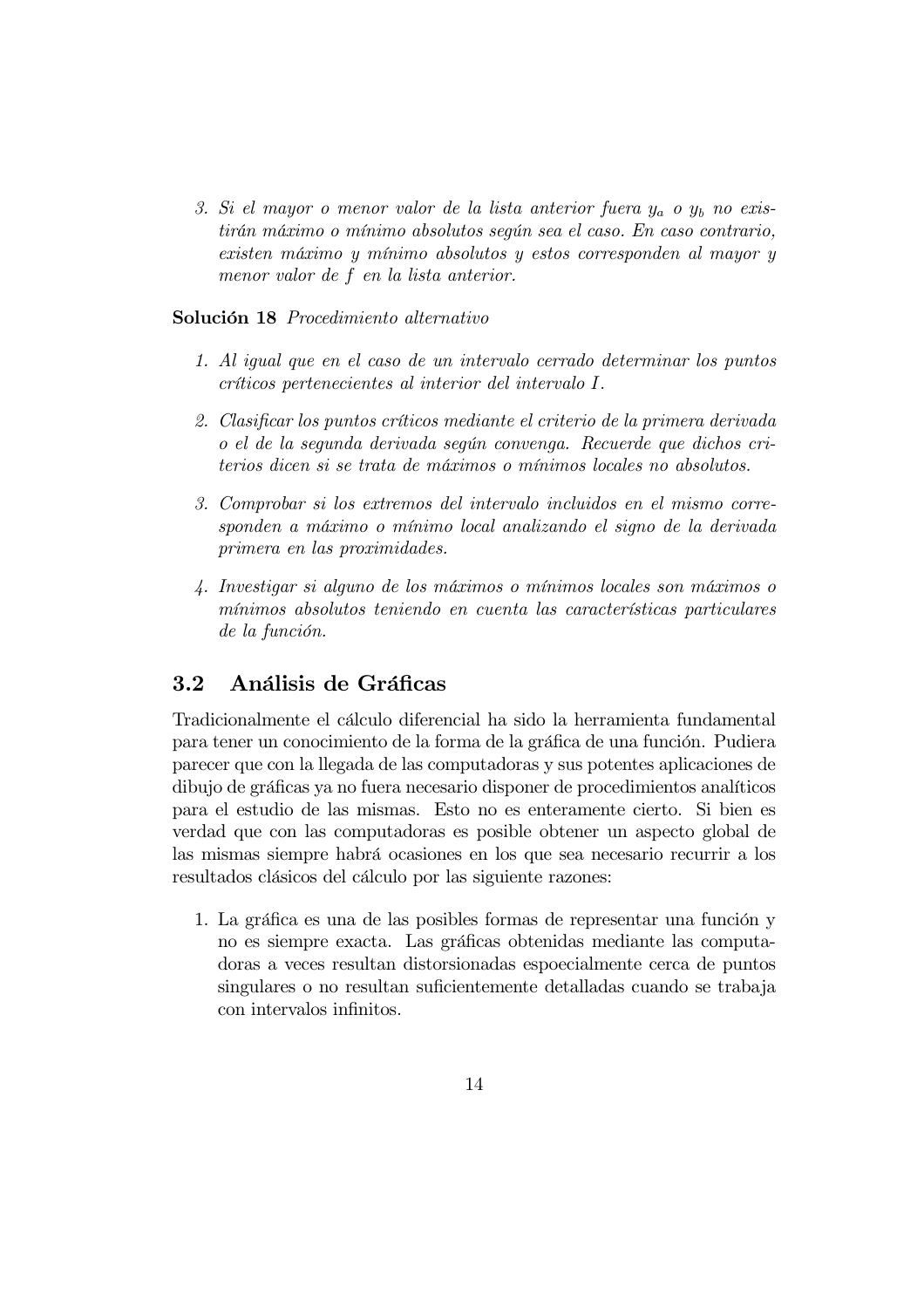3. *Si el mayor o menor valor de la lista anterior fuera $y_a$ o $y_b$ no existirán máximo o mínimo absolutos según sea el caso. En caso contrario, existen máximo y mínimo absolutos y estos corresponden al mayor y menor valor de $f$ en la lista anterior.*

**Solución 18** *Procedimiento alternativo*

1. *Al igual que en el caso de un intervalo cerrado determinar los puntos críticos pertenecientes al interior del intervalo $I$.*

2. *Clasificar los puntos críticos mediante el criterio de la primera derivada o el de la segunda derivada según convenga. Recuerde que dichos criterios dicen si se trata de máximos o mínimos locales no absolutos.*

3. *Comprobar si los extremos del intervalo incluidos en el mismo corresponden a máximo o mínimo local analizando el signo de la derivada primera en las proximidades.*

4. *Investigar si alguno de los máximos o mínimos locales son máximos o mínimos absolutos teniendo en cuenta las características particulares de la función.*

## 3.2 Análisis de Gráficas

Tradicionalmente el cálculo diferencial ha sido la herramienta fundamental para tener un conocimiento de la forma de la gráfica de una función. Pudiera parecer que con la llegada de las computadoras y sus potentes aplicaciones de dibujo de gráficas ya no fuera necesario disponer de procedimientos analíticos para el estudio de las mismas. Esto no es enteramente cierto. Si bien es verdad que con las computadoras es posible obtener un aspecto global de las mismas siempre habrá ocasiones en los que sea necesario recurrir a los resultados clásicos del cálculo por las siguiente razones:

1. La gráfica es una de las posibles formas de representar una función y no es siempre exacta. Las gráficas obtenidas mediante las computadoras a veces resultan distorsionadas espoecialmente cerca de puntos singulares o no resultan suficientemente detalladas cuando se trabaja con intervalos infinitos.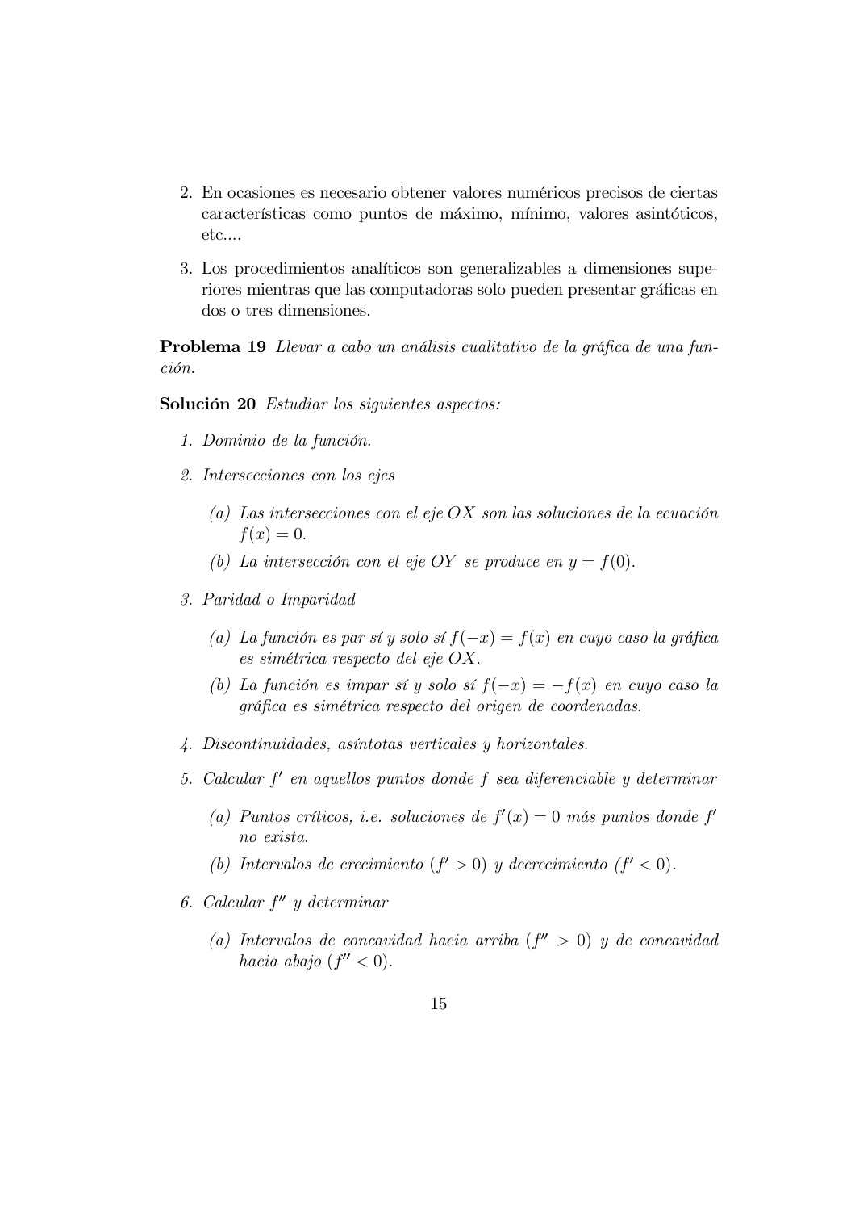2. En ocasiones es necesario obtener valores numéricos precisos de ciertas características como puntos de máximo, mínimo, valores asintóticos, etc....

3. Los procedimientos analíticos son generalizables a dimensiones superiores mientras que las computadoras solo pueden presentar gráficas en dos o tres dimensiones.

**Problema 19** *Llevar a cabo un análisis cualitativo de la gráfica de una función.*

**Solución 20** *Estudiar los siguientes aspectos:*

1. *Dominio de la función.*

2. *Intersecciones con los ejes*

   (a) *Las intersecciones con el eje $OX$ son las soluciones de la ecuación $f(x) = 0$.*

   (b) *La intersección con el eje $OY$ se produce en $y = f(0)$.*

3. *Paridad o Imparidad*

   (a) *La función es par sí y solo sí $f(-x) = f(x)$ en cuyo caso la gráfica es simétrica respecto del eje $OX$.*

   (b) *La función es impar sí y solo sí $f(-x) = -f(x)$ en cuyo caso la gráfica es simétrica respecto del origen de coordenadas.*

4. *Discontinuidades, asíntotas verticales y horizontales.*

5. *Calcular $f'$ en aquellos puntos donde $f$ sea diferenciable y determinar*

   (a) *Puntos críticos, i.e. soluciones de $f'(x) = 0$ más puntos donde $f'$ no exista.*

   (b) *Intervalos de crecimiento ($f' > 0$) y decrecimiento ($f' < 0$).*

6. *Calcular $f''$ y determinar*

   (a) *Intervalos de concavidad hacia arriba ($f'' > 0$) y de concavidad hacia abajo ($f'' < 0$).*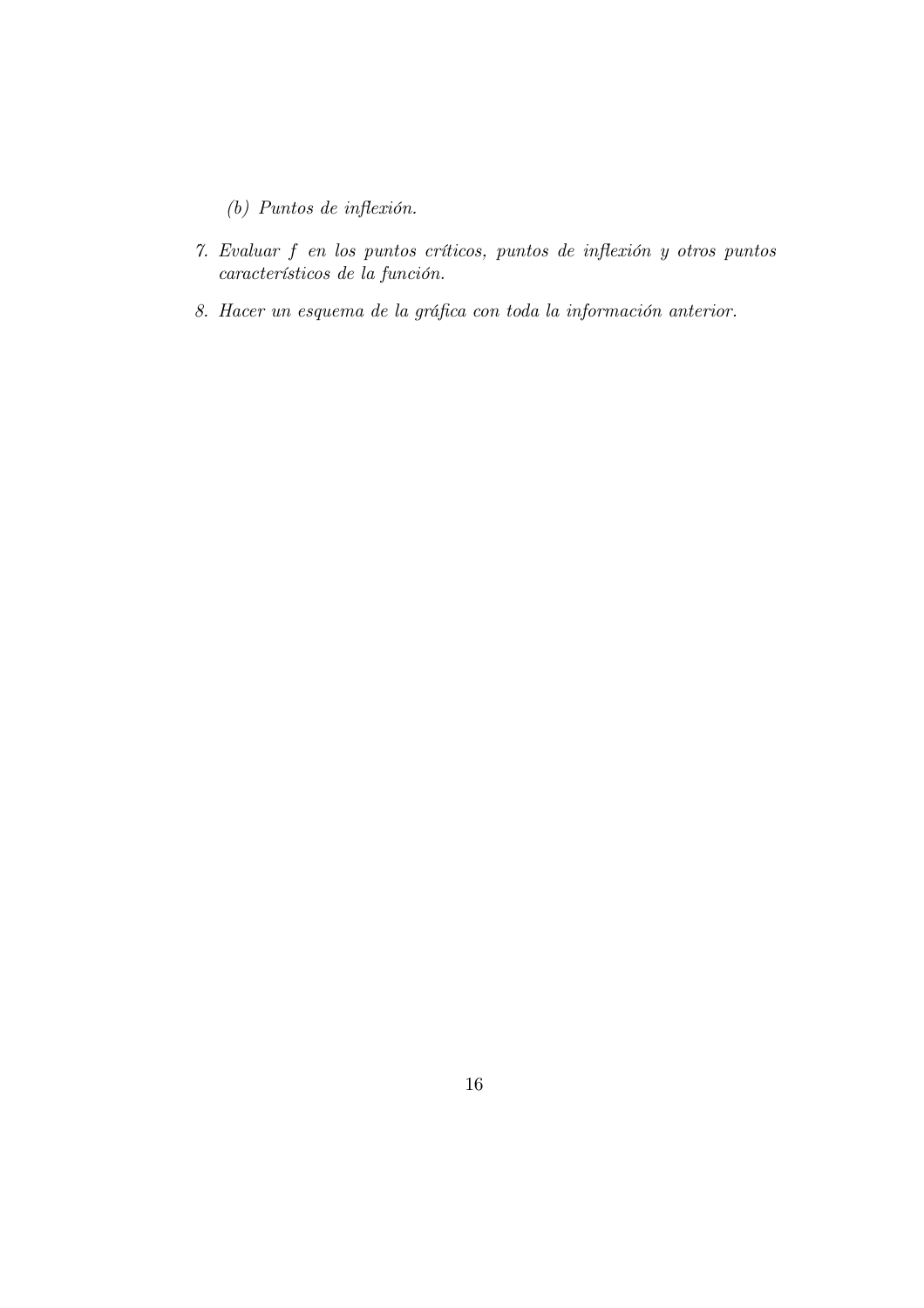*(b) Puntos de inflexión.*

7. *Evaluar $f$ en los puntos críticos, puntos de inflexión y otros puntos característicos de la función.*

8. *Hacer un esquema de la gráfica con toda la información anterior.*